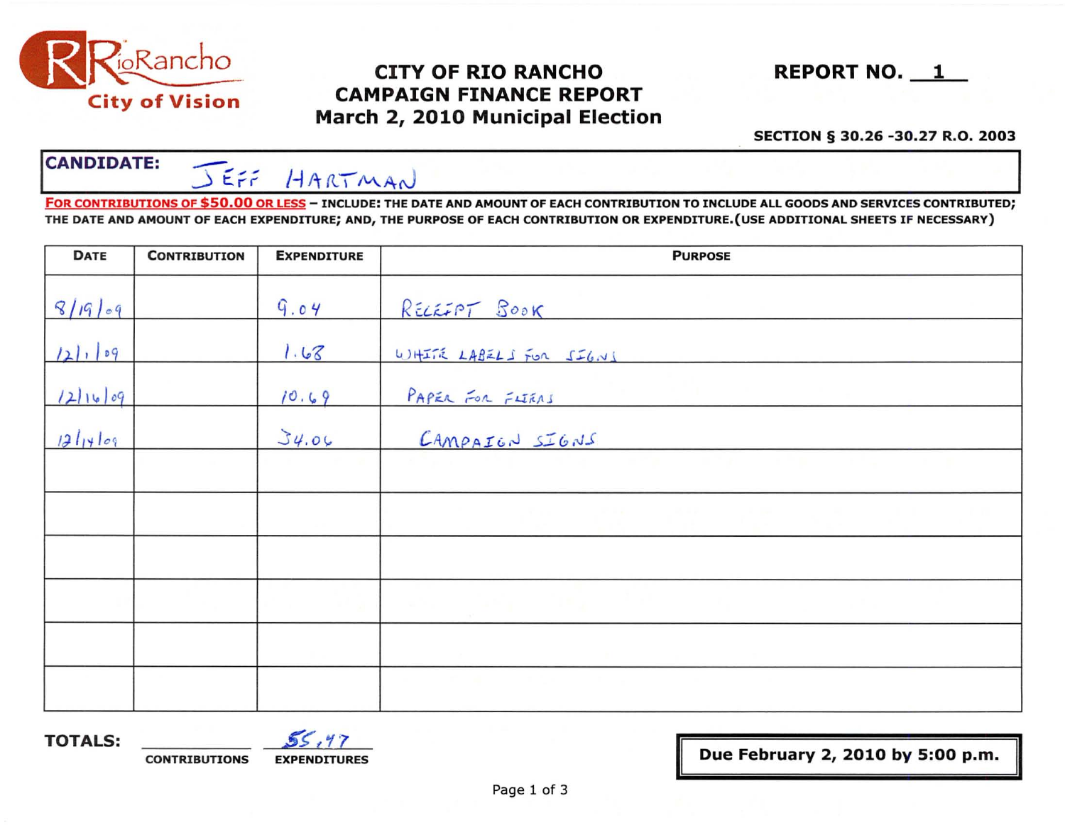RioRancho
City of Vision

# CITY OF RIO RANCHO
# CAMPAIGN FINANCE REPORT
# March 2, 2010 Municipal Election

**REPORT NO. 1**

**SECTION § 30.26 -30.27 R.O. 2003**

**CANDIDATE:** JEFF HARTMAN

**FOR CONTRIBUTIONS OF $50.00 OR LESS – INCLUDE: THE DATE AND AMOUNT OF EACH CONTRIBUTION TO INCLUDE ALL GOODS AND SERVICES CONTRIBUTED; THE DATE AND AMOUNT OF EACH EXPENDITURE; AND, THE PURPOSE OF EACH CONTRIBUTION OR EXPENDITURE. (USE ADDITIONAL SHEETS IF NECESSARY)**

| DATE | CONTRIBUTION | EXPENDITURE | PURPOSE |
|---|---|---|---|
| 8/19/09 | | 9.04 | RECEIPT BOOK |
| 12/1/09 | | 1.68 | WHITE LABELS FOR SIGNS |
| 12/16/09 | | 10.69 | PAPER FOR FLIERS |
| 12/14/09 | | 34.06 | CAMPAIGN SIGNS |
| | | | |
| | | | |
| | | | |
| | | | |
| | | | |
| | | | |

**TOTALS:** ________ CONTRIBUTIONS    55.47 EXPENDITURES

**Due February 2, 2010 by 5:00 p.m.**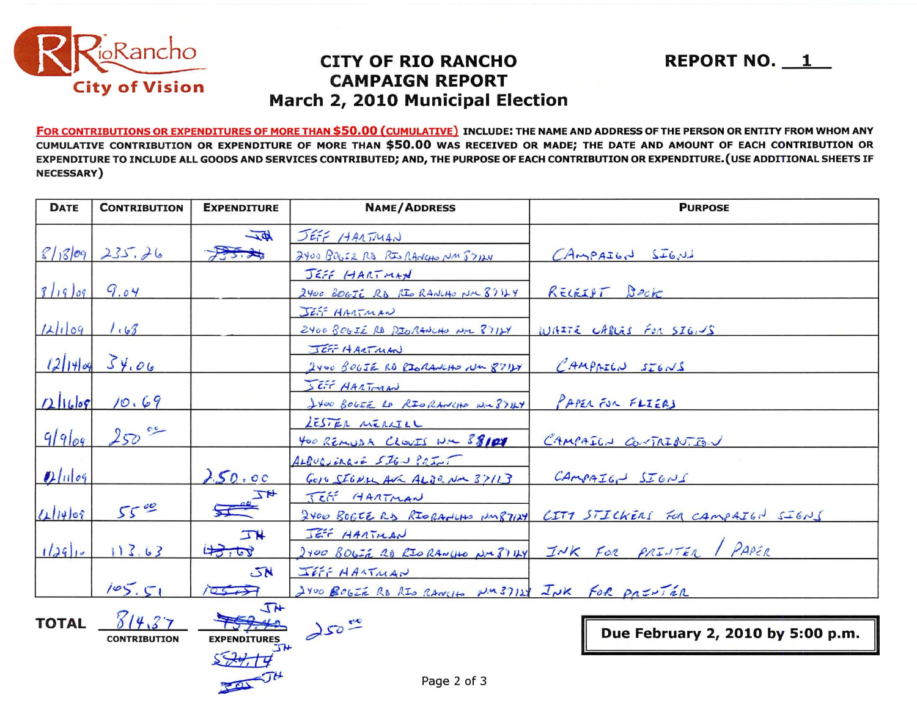RioRancho
City of Vision

# CITY OF RIO RANCHO CAMPAIGN REPORT

## March 2, 2010 Municipal Election

**REPORT NO. 1**

**FOR CONTRIBUTIONS OR EXPENDITURES OF MORE THAN $50.00 (CUMULATIVE) INCLUDE: THE NAME AND ADDRESS OF THE PERSON OR ENTITY FROM WHOM ANY CUMULATIVE CONTRIBUTION OR EXPENDITURE OF MORE THAN $50.00 WAS RECEIVED OR MADE; THE DATE AND AMOUNT OF EACH CONTRIBUTION OR EXPENDITURE TO INCLUDE ALL GOODS AND SERVICES CONTRIBUTED; AND, THE PURPOSE OF EACH CONTRIBUTION OR EXPENDITURE. (USE ADDITIONAL SHEETS IF NECESSARY)**

| DATE | CONTRIBUTION | EXPENDITURE | NAME/ADDRESS | PURPOSE |
|---|---|---|---|---|
| 8/18/09 | 235.26 | ~~235.26~~ JH | JEFF HARTMAN<br>2400 BOGIE RD RIO RANCHO NM 87124 | CAMPAIGN SIGNS |
| 8/19/09 | 9.04 | | JEFF HARTMAN<br>2400 BOGIE RD RIO RANCHO NM 87124 | RECEIPT BOOK |
| 12/1/09 | 1.68 | | JEFF HARTMAN<br>2400 BOGIE RD RIO RANCHO NM 87124 | WHITE CABLES FOR SIGNS |
| 12/14/09 | 34.06 | | JEFF HARTMAN<br>2400 BOGIE RD RIO RANCHO NM 87124 | CAMPAIGN SIGNS |
| 12/16/09 | 10.69 | | JEFF HARTMAN<br>2400 BOGIE RD RIO RANCHO NM 87124 | PAPER FOR FLIERS |
| 9/9/09 | 250.00 | | LESTER MERRILL<br>400 REMUDA CLOVIS NM 88101 | CAMPAIGN CONTRIBUTION |
| 12/11/09 | | 250.00 | ALBUQUERQUE SIGN PRINT<br>6010 SIGNAL AVE ALBQ NM 87113 | CAMPAIGN SIGNS |
| 12/14/09 | 55.00 | ~~55.00~~ JH | JEFF HARTMAN<br>2400 BOGIE RD RIO RANCHO NM 87124 | CITY STICKERS FOR CAMPAIGN SIGNS |
| 1/29/10 | 113.63 | ~~113.63~~ JH | JEFF HARTMAN<br>2400 BOGIE RD RIO RANCHO NM 87124 | INK FOR PRINTER / PAPER |
| | 105.51 | ~~105.51~~ JH | JEFF HARTMAN<br>2400 BOGIE RD RIO RANCHO NM 87124 | INK FOR PRINTER |

**TOTAL** 814.37 (CONTRIBUTION) ~~759.40~~ JH ~~524.14~~ JH ~~250~~ JH (EXPENDITURES) 250.00

**Due February 2, 2010 by 5:00 p.m.**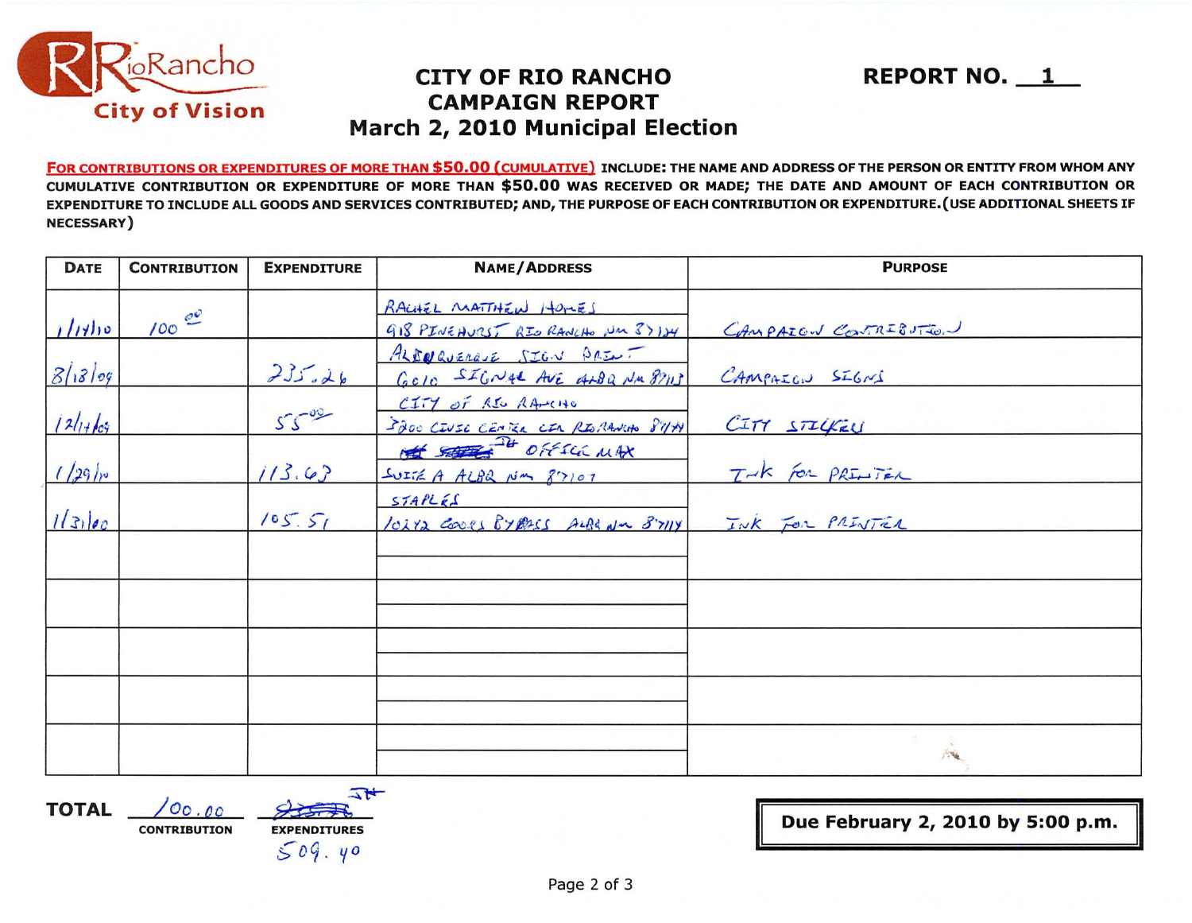RioRancho City of Vision

# CITY OF RIO RANCHO CAMPAIGN REPORT March 2, 2010 Municipal Election

**REPORT NO. 1**

**FOR CONTRIBUTIONS OR EXPENDITURES OF MORE THAN $50.00 (CUMULATIVE)** INCLUDE: THE NAME AND ADDRESS OF THE PERSON OR ENTITY FROM WHOM ANY CUMULATIVE CONTRIBUTION OR EXPENDITURE OF MORE THAN $50.00 WAS RECEIVED OR MADE; THE DATE AND AMOUNT OF EACH CONTRIBUTION OR EXPENDITURE TO INCLUDE ALL GOODS AND SERVICES CONTRIBUTED; AND, THE PURPOSE OF EACH CONTRIBUTION OR EXPENDITURE. (USE ADDITIONAL SHEETS IF NECESSARY)

| DATE | CONTRIBUTION | EXPENDITURE | NAME/ADDRESS | PURPOSE |
|---|---|---|---|---|
| 1/14/10 | 100.00 | | RACHEL MATTHEW HOMES<br>918 PINEHURST RIO RANCHO NM 87124 | CAMPAIGN CONTRIBUTION |
| 8/18/09 | | 235.26 | ALBUQUERQUE SIGN PRINT<br>6010 SIGNAL AVE ALBQ NM 87113 | CAMPAIGN SIGNS |
| 12/14/09 | | 55.00 | CITY OF RIO RANCHO<br>3200 CIVIC CENTER CIR RIO RANCHO 87144 | CITY STICKER |
| 1/29/10 | | 113.63 | ~~STAPLES~~ OFFICE MAX<br>SUITE A ALBQ NM 87107 | INK FOR PRINTER |
| 1/31/10 | | 105.51 | STAPLES<br>10242 COORS BYPASS ALBQ NM 87114 | INK FOR PRINTER |
| | | | | |
| | | | | |
| | | | | |
| | | | | |
| | | | | |

**TOTAL** 100.00 CONTRIBUTION ~~[illegible]~~ 509.40 EXPENDITURES

**Due February 2, 2010 by 5:00 p.m.**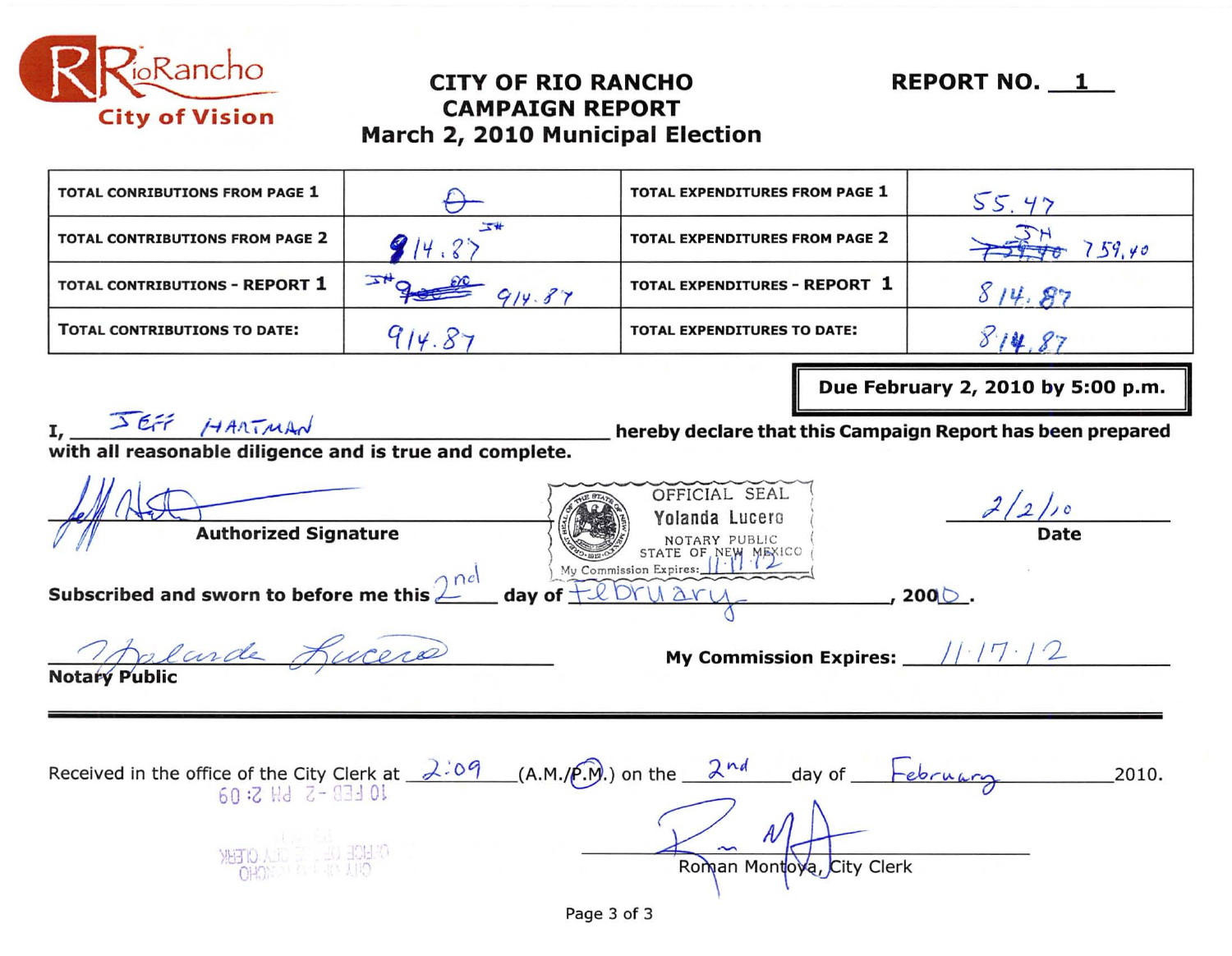RioRancho
City of Vision

# CITY OF RIO RANCHO
# CAMPAIGN REPORT
## March 2, 2010 Municipal Election

**REPORT NO. 1**

| | | | |
|---|---|---|---|
| **TOTAL CONRIBUTIONS FROM PAGE 1** | 0 | **TOTAL EXPENDITURES FROM PAGE 1** | 55.47 |
| **TOTAL CONTRIBUTIONS FROM PAGE 2** | 914.87 JH | **TOTAL EXPENDITURES FROM PAGE 2** | ~~759.40~~ JH 759.40 |
| **TOTAL CONTRIBUTIONS - REPORT 1** | JH ~~900.00~~ 914.87 | **TOTAL EXPENDITURES - REPORT 1** | 814.87 |
| **TOTAL CONTRIBUTIONS TO DATE:** | 914.87 | **TOTAL EXPENDITURES TO DATE:** | 814.87 |

**Due February 2, 2010 by 5:00 p.m.**

I, JEFF HARTMAN hereby declare that this Campaign Report has been prepared with all reasonable diligence and is true and complete.

[Signature] **Authorized Signature**

OFFICIAL SEAL
Yolanda Lucero
NOTARY PUBLIC
STATE OF NEW MEXICO
My Commission Expires: 11-17-12

2/2/10 **Date**

**Subscribed and sworn to before me this** 2nd **day of** February **, 2010.**

Yolanda Lucero
**Notary Public**

**My Commission Expires:** 11-17-12

---

Received in the office of the City Clerk at 2:09 (A.M./P.M.) on the 2nd day of February 2010.

10 FEB -2 PM 2:09

OFFICE OF THE CITY CLERK
CITY OF RIO RANCHO

[Signature]
Roman Montoya, City Clerk